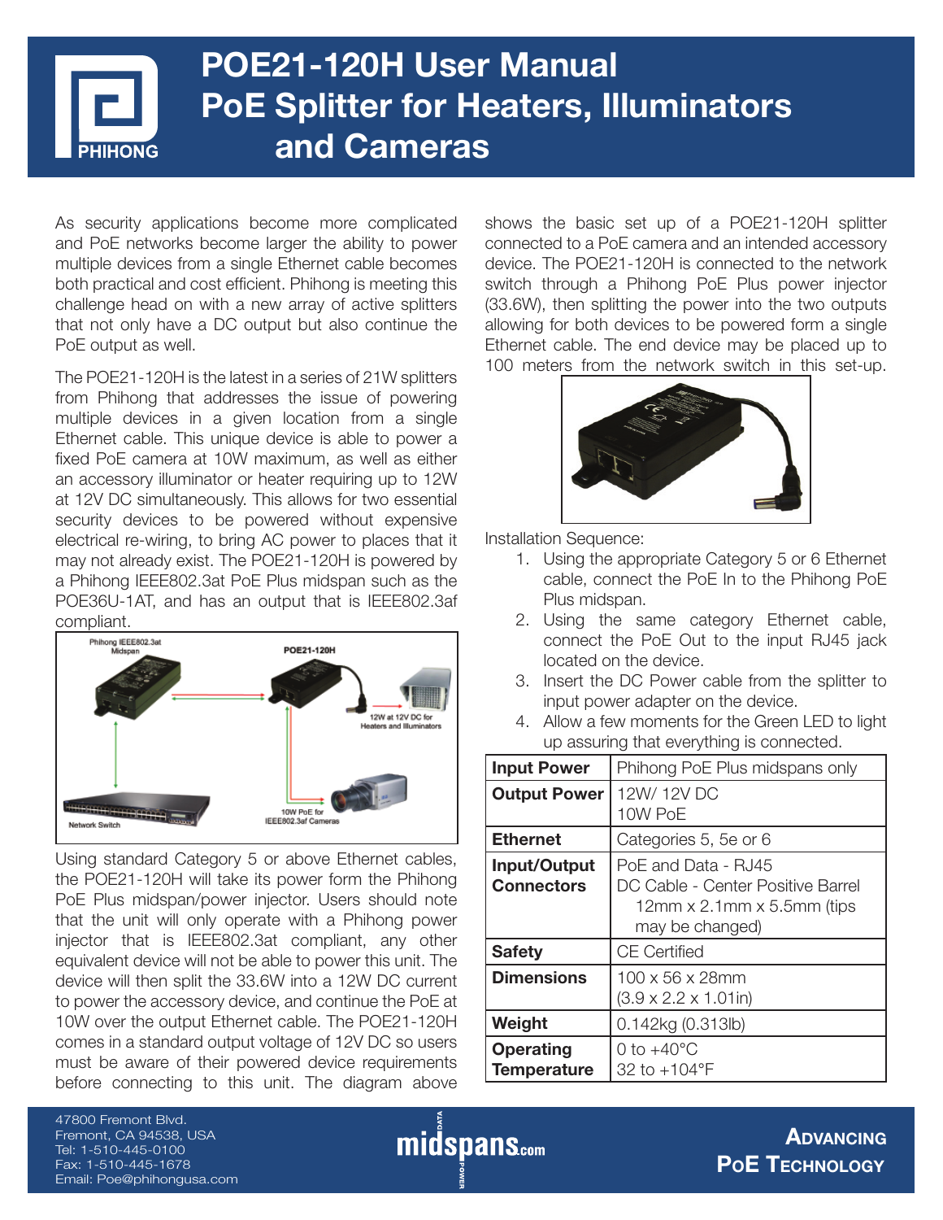# POE21-120H User Manual
# PoE Splitter for Heaters, Illuminators and Cameras

As security applications become more complicated and PoE networks become larger the ability to power multiple devices from a single Ethernet cable becomes both practical and cost efficient. Phihong is meeting this challenge head on with a new array of active splitters that not only have a DC output but also continue the PoE output as well.

The POE21-120H is the latest in a series of 21W splitters from Phihong that addresses the issue of powering multiple devices in a given location from a single Ethernet cable. This unique device is able to power a fixed PoE camera at 10W maximum, as well as either an accessory illuminator or heater requiring up to 12W at 12V DC simultaneously. This allows for two essential security devices to be powered without expensive electrical re-wiring, to bring AC power to places that it may not already exist. The POE21-120H is powered by a Phihong IEEE802.3at PoE Plus midspan such as the POE36U-1AT, and has an output that is IEEE802.3af compliant.

Using standard Category 5 or above Ethernet cables, the POE21-120H will take its power form the Phihong PoE Plus midspan/power injector. Users should note that the unit will only operate with a Phihong power injector that is IEEE802.3at compliant, any other equivalent device will not be able to power this unit. The device will then split the 33.6W into a 12W DC current to power the accessory device, and continue the PoE at 10W over the output Ethernet cable. The POE21-120H comes in a standard output voltage of 12V DC so users must be aware of their powered device requirements before connecting to this unit. The diagram above shows the basic set up of a POE21-120H splitter connected to a PoE camera and an intended accessory device. The POE21-120H is connected to the network switch through a Phihong PoE Plus power injector (33.6W), then splitting the power into the two outputs allowing for both devices to be powered form a single Ethernet cable. The end device may be placed up to 100 meters from the network switch in this set-up.

Installation Sequence:

1. Using the appropriate Category 5 or 6 Ethernet cable, connect the PoE In to the Phihong PoE Plus midspan.
2. Using the same category Ethernet cable, connect the PoE Out to the input RJ45 jack located on the device.
3. Insert the DC Power cable from the splitter to input power adapter on the device.
4. Allow a few moments for the Green LED to light up assuring that everything is connected.

| | |
|---|---|
| **Input Power** | Phihong PoE Plus midspans only |
| **Output Power** | 12W/ 12V DC<br>10W PoE |
| **Ethernet** | Categories 5, 5e or 6 |
| **Input/Output Connectors** | PoE and Data - RJ45<br>DC Cable - Center Positive Barrel 12mm x 2.1mm x 5.5mm (tips may be changed) |
| **Safety** | CE Certified |
| **Dimensions** | 100 x 56 x 28mm<br>(3.9 x 2.2 x 1.01in) |
| **Weight** | 0.142kg (0.313lb) |
| **Operating Temperature** | 0 to +40°C<br>32 to +104°F |

47800 Fremont Blvd.
Fremont, CA 94538, USA
Tel: 1-510-445-0100
Fax: 1-510-445-1678
Email: Poe@phihongusa.com

ADVANCING POE TECHNOLOGY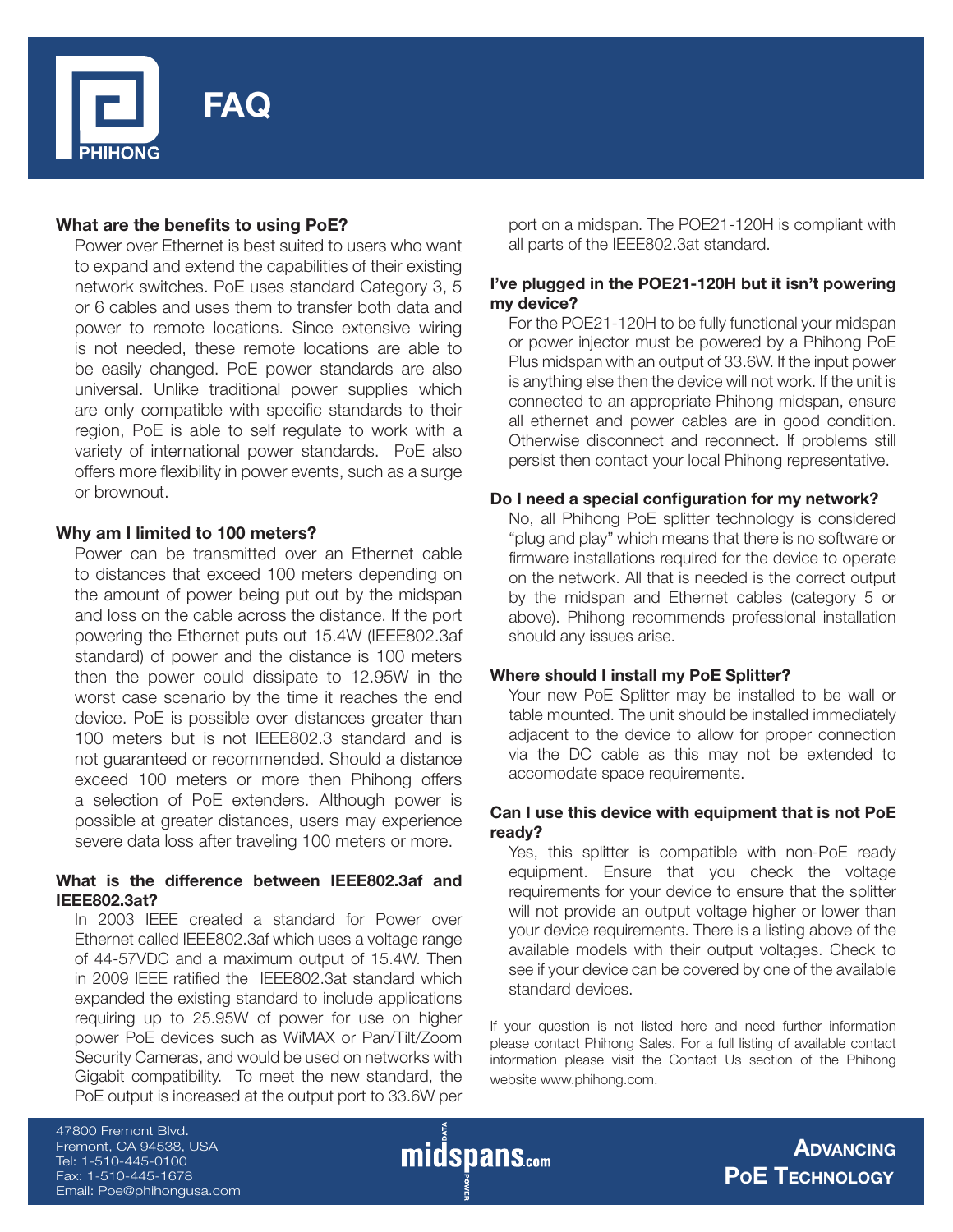# FAQ

### What are the benefits to using PoE?

Power over Ethernet is best suited to users who want to expand and extend the capabilities of their existing network switches. PoE uses standard Category 3, 5 or 6 cables and uses them to transfer both data and power to remote locations. Since extensive wiring is not needed, these remote locations are able to be easily changed. PoE power standards are also universal. Unlike traditional power supplies which are only compatible with specific standards to their region, PoE is able to self regulate to work with a variety of international power standards. PoE also offers more flexibility in power events, such as a surge or brownout.

### Why am I limited to 100 meters?

Power can be transmitted over an Ethernet cable to distances that exceed 100 meters depending on the amount of power being put out by the midspan and loss on the cable across the distance. If the port powering the Ethernet puts out 15.4W (IEEE802.3af standard) of power and the distance is 100 meters then the power could dissipate to 12.95W in the worst case scenario by the time it reaches the end device. PoE is possible over distances greater than 100 meters but is not IEEE802.3 standard and is not guaranteed or recommended. Should a distance exceed 100 meters or more then Phihong offers a selection of PoE extenders. Although power is possible at greater distances, users may experience severe data loss after traveling 100 meters or more.

### What is the difference between IEEE802.3af and IEEE802.3at?

In 2003 IEEE created a standard for Power over Ethernet called IEEE802.3af which uses a voltage range of 44-57VDC and a maximum output of 15.4W. Then in 2009 IEEE ratified the IEEE802.3at standard which expanded the existing standard to include applications requiring up to 25.95W of power for use on higher power PoE devices such as WiMAX or Pan/Tilt/Zoom Security Cameras, and would be used on networks with Gigabit compatibility. To meet the new standard, the PoE output is increased at the output port to 33.6W per port on a midspan. The POE21-120H is compliant with all parts of the IEEE802.3at standard.

### I've plugged in the POE21-120H but it isn't powering my device?

For the POE21-120H to be fully functional your midspan or power injector must be powered by a Phihong PoE Plus midspan with an output of 33.6W. If the input power is anything else then the device will not work. If the unit is connected to an appropriate Phihong midspan, ensure all ethernet and power cables are in good condition. Otherwise disconnect and reconnect. If problems still persist then contact your local Phihong representative.

### Do I need a special configuration for my network?

No, all Phihong PoE splitter technology is considered "plug and play" which means that there is no software or firmware installations required for the device to operate on the network. All that is needed is the correct output by the midspan and Ethernet cables (category 5 or above). Phihong recommends professional installation should any issues arise.

### Where should I install my PoE Splitter?

Your new PoE Splitter may be installed to be wall or table mounted. The unit should be installed immediately adjacent to the device to allow for proper connection via the DC cable as this may not be extended to accomodate space requirements.

### Can I use this device with equipment that is not PoE ready?

Yes, this splitter is compatible with non-PoE ready equipment. Ensure that you check the voltage requirements for your device to ensure that the splitter will not provide an output voltage higher or lower than your device requirements. There is a listing above of the available models with their output voltages. Check to see if your device can be covered by one of the available standard devices.

If your question is not listed here and need further information please contact Phihong Sales. For a full listing of available contact information please visit the Contact Us section of the Phihong website www.phihong.com.

47800 Fremont Blvd.
Fremont, CA 94538, USA
Tel: 1-510-445-0100
Fax: 1-510-445-1678
Email: Poe@phihongusa.com

midspans.com

**Advancing PoE Technology**